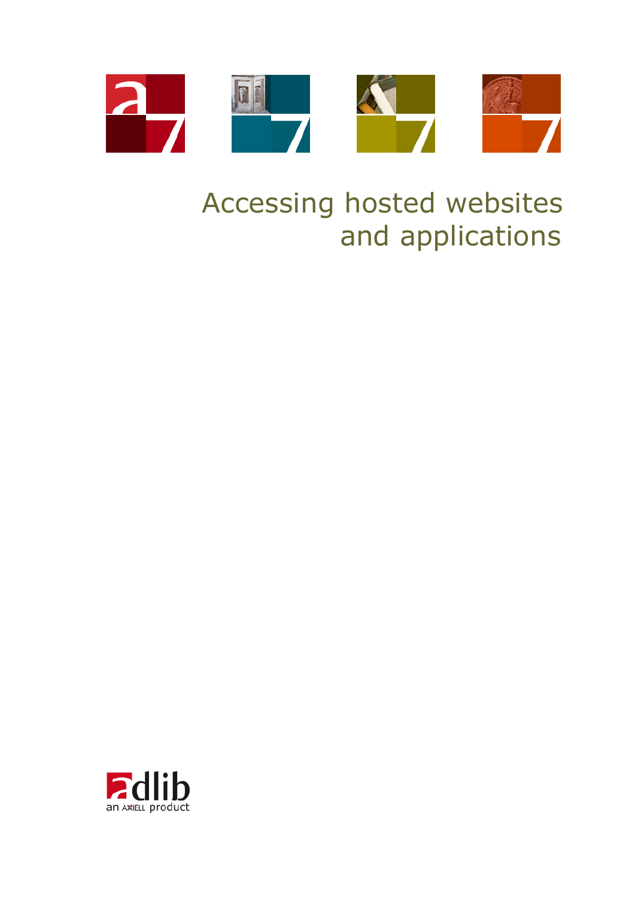# Accessing hosted websites and applications

adlib

an AXIELL product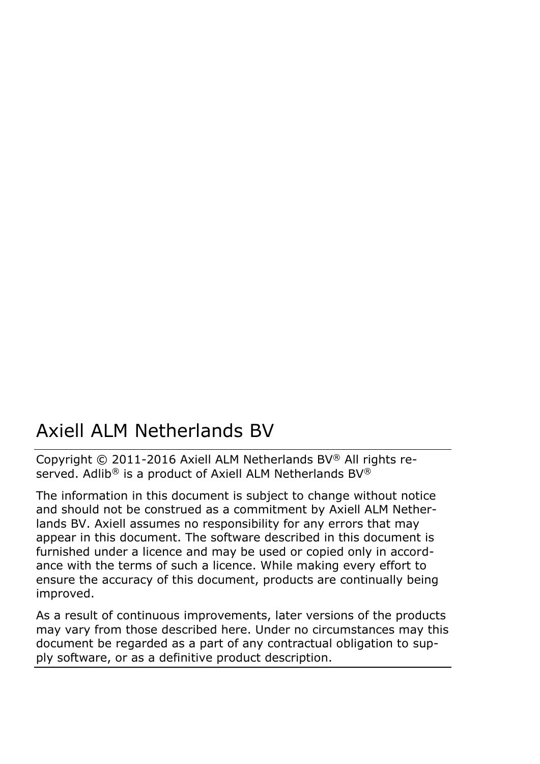# Axiell ALM Netherlands BV

Copyright © 2011-2016 Axiell ALM Netherlands BV® All rights reserved. Adlib® is a product of Axiell ALM Netherlands BV®

The information in this document is subject to change without notice and should not be construed as a commitment by Axiell ALM Netherlands BV. Axiell assumes no responsibility for any errors that may appear in this document. The software described in this document is furnished under a licence and may be used or copied only in accordance with the terms of such a licence. While making every effort to ensure the accuracy of this document, products are continually being improved.

As a result of continuous improvements, later versions of the products may vary from those described here. Under no circumstances may this document be regarded as a part of any contractual obligation to supply software, or as a definitive product description.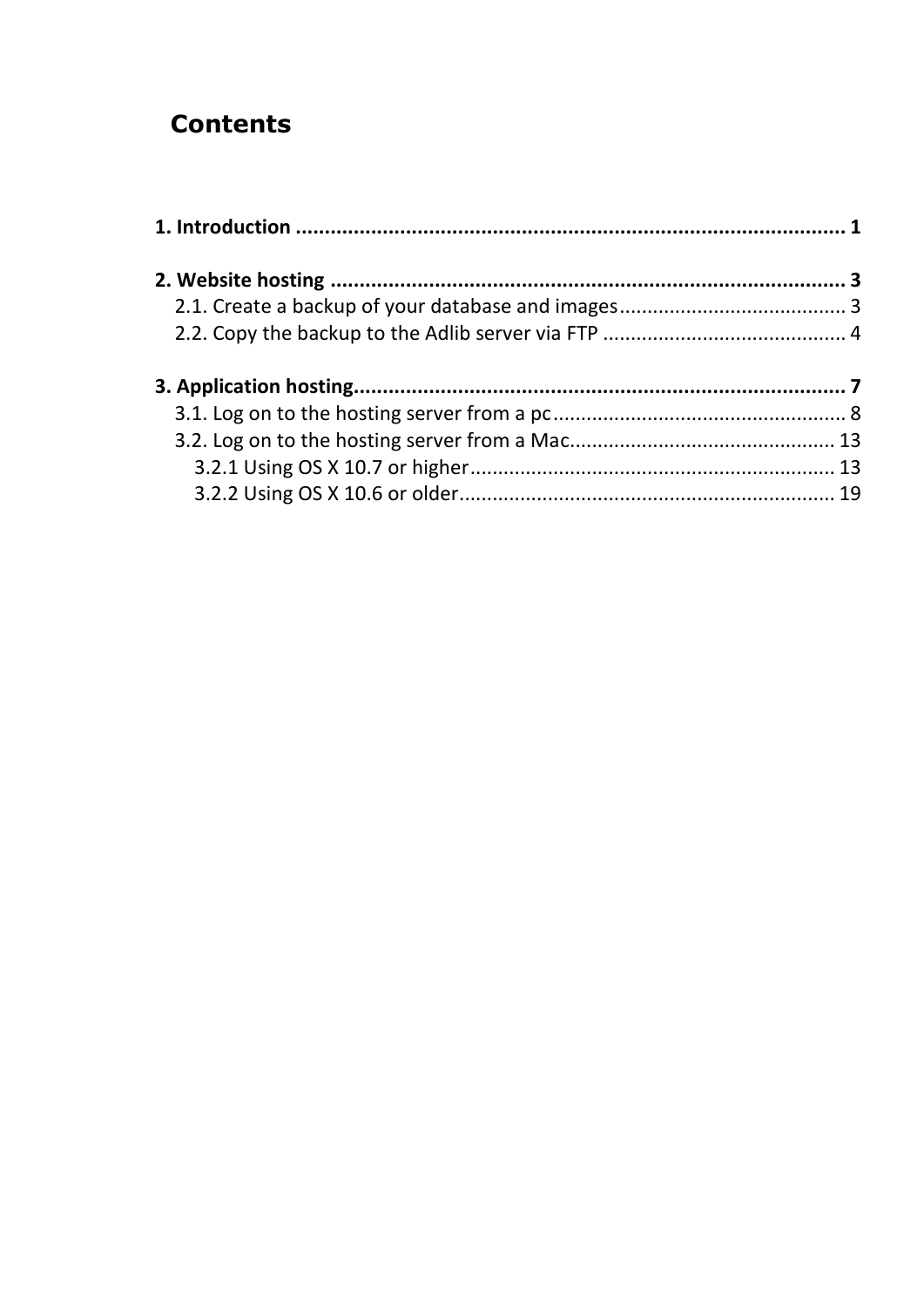# Contents

**1. Introduction ............................................................................................... 1**

**2. Website hosting ......................................................................................... 3**

2.1. Create a backup of your database and images......................................... 3

2.2. Copy the backup to the Adlib server via FTP ............................................ 4

**3. Application hosting..................................................................................... 7**

3.1. Log on to the hosting server from a pc..................................................... 8

3.2. Log on to the hosting server from a Mac................................................ 13

3.2.1 Using OS X 10.7 or higher................................................................. 13

3.2.2 Using OS X 10.6 or older................................................................... 19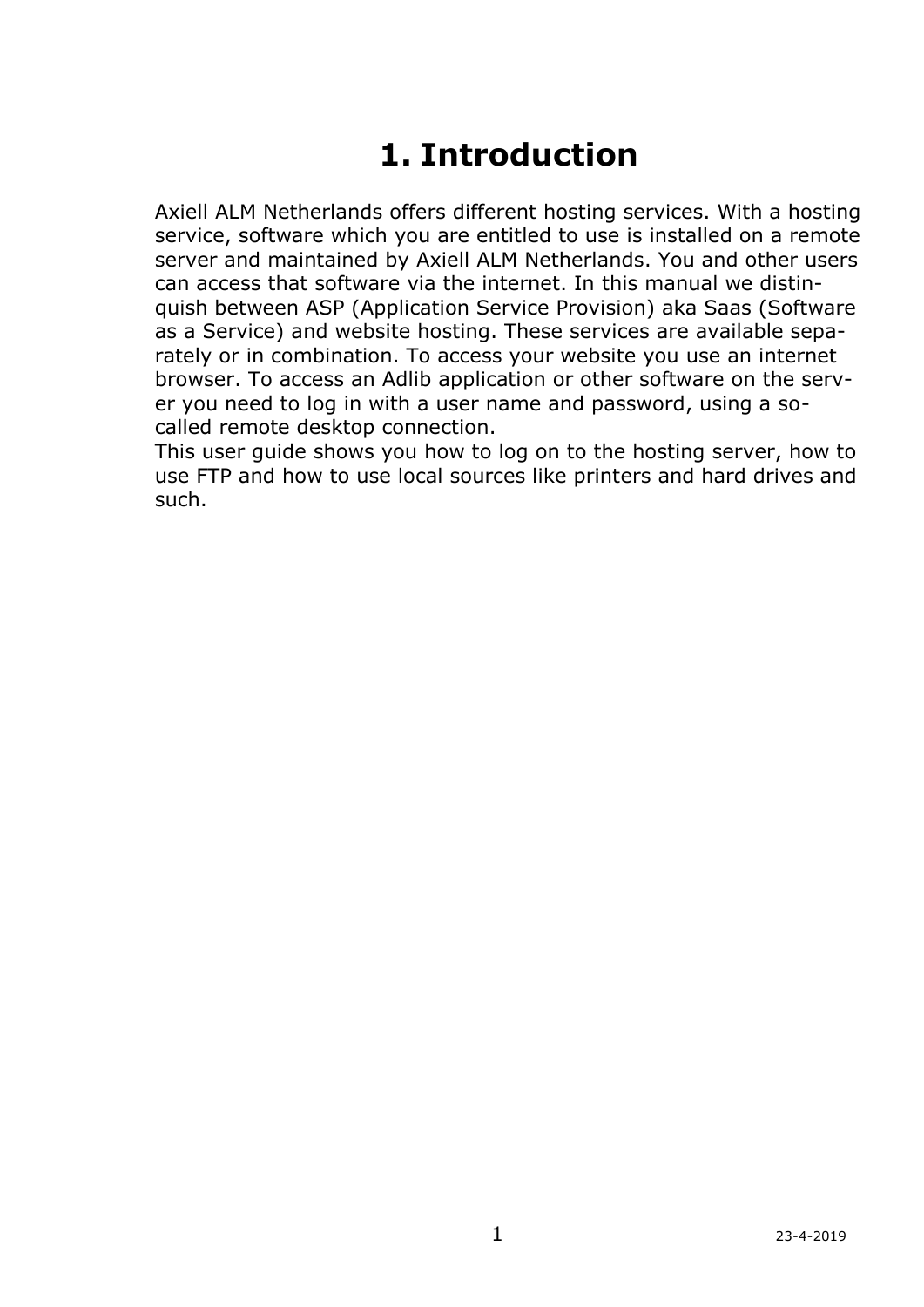# 1. Introduction

Axiell ALM Netherlands offers different hosting services. With a hosting service, software which you are entitled to use is installed on a remote server and maintained by Axiell ALM Netherlands. You and other users can access that software via the internet. In this manual we distinquish between ASP (Application Service Provision) aka Saas (Software as a Service) and website hosting. These services are available separately or in combination. To access your website you use an internet browser. To access an Adlib application or other software on the server you need to log in with a user name and password, using a so-called remote desktop connection.
This user guide shows you how to log on to the hosting server, how to use FTP and how to use local sources like printers and hard drives and such.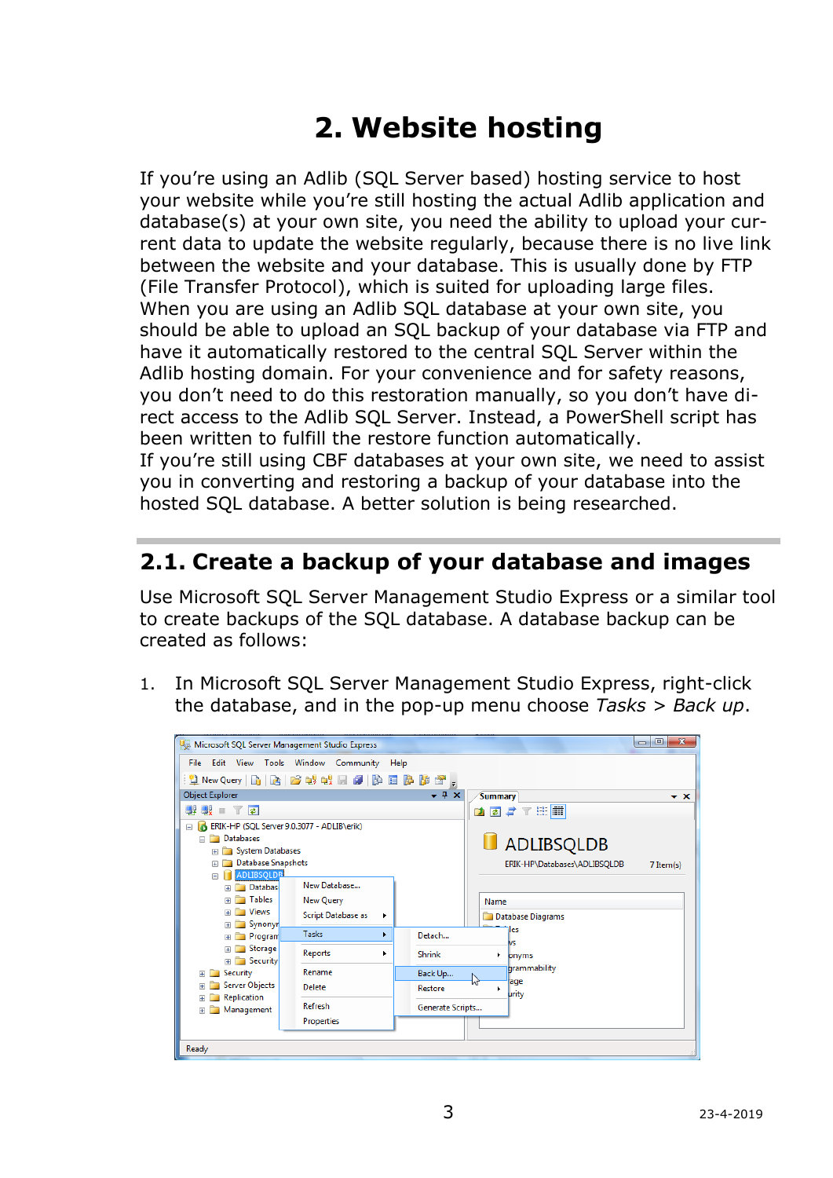# 2. Website hosting

If you're using an Adlib (SQL Server based) hosting service to host your website while you're still hosting the actual Adlib application and database(s) at your own site, you need the ability to upload your current data to update the website regularly, because there is no live link between the website and your database. This is usually done by FTP (File Transfer Protocol), which is suited for uploading large files. When you are using an Adlib SQL database at your own site, you should be able to upload an SQL backup of your database via FTP and have it automatically restored to the central SQL Server within the Adlib hosting domain. For your convenience and for safety reasons, you don't need to do this restoration manually, so you don't have direct access to the Adlib SQL Server. Instead, a PowerShell script has been written to fulfill the restore function automatically.
If you're still using CBF databases at your own site, we need to assist you in converting and restoring a backup of your database into the hosted SQL database. A better solution is being researched.

## 2.1. Create a backup of your database and images

Use Microsoft SQL Server Management Studio Express or a similar tool to create backups of the SQL database. A database backup can be created as follows:

1. In Microsoft SQL Server Management Studio Express, right-click the database, and in the pop-up menu choose *Tasks* > *Back up*.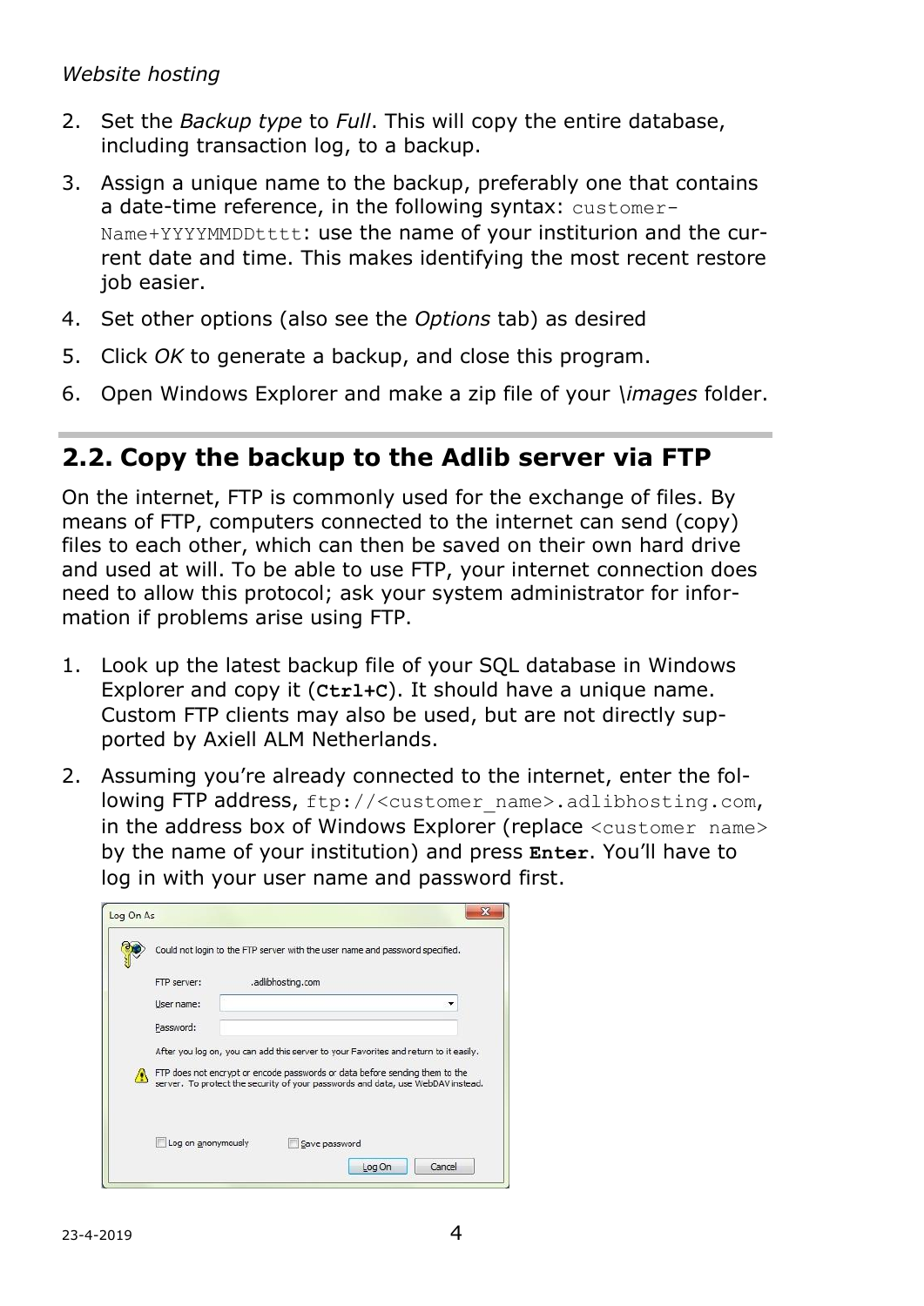2. Set the *Backup type* to *Full*. This will copy the entire database, including transaction log, to a backup.
3. Assign a unique name to the backup, preferably one that contains a date-time reference, in the following syntax: `customer-Name+YYYYMMDDtttt`: use the name of your institurion and the current date and time. This makes identifying the most recent restore job easier.
4. Set other options (also see the *Options* tab) as desired
5. Click *OK* to generate a backup, and close this program.
6. Open Windows Explorer and make a zip file of your *\images* folder.

## 2.2. Copy the backup to the Adlib server via FTP

On the internet, FTP is commonly used for the exchange of files. By means of FTP, computers connected to the internet can send (copy) files to each other, which can then be saved on their own hard drive and used at will. To be able to use FTP, your internet connection does need to allow this protocol; ask your system administrator for information if problems arise using FTP.

1. Look up the latest backup file of your SQL database in Windows Explorer and copy it (**`Ctrl+C`**). It should have a unique name. Custom FTP clients may also be used, but are not directly supported by Axiell ALM Netherlands.
2. Assuming you're already connected to the internet, enter the following FTP address, `ftp://<customer_name>.adlibhosting.com`, in the address box of Windows Explorer (replace `<customer name>` by the name of your institution) and press **`Enter`**. You'll have to log in with your user name and password first.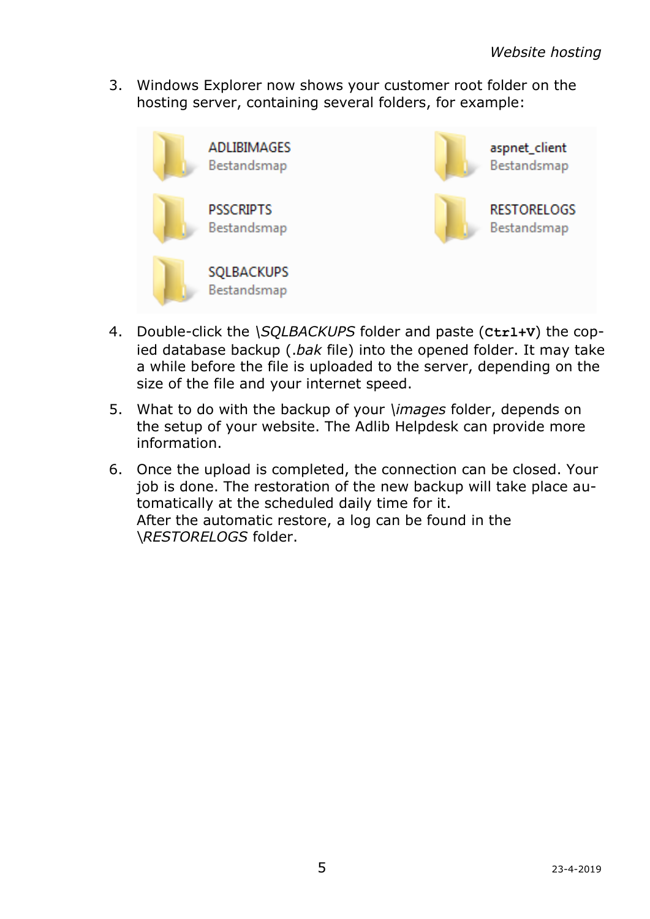3. Windows Explorer now shows your customer root folder on the hosting server, containing several folders, for example:

4. Double-click the *\SQLBACKUPS* folder and paste (**Ctrl+V**) the copied database backup (*.bak* file) into the opened folder. It may take a while before the file is uploaded to the server, depending on the size of the file and your internet speed.

5. What to do with the backup of your *\images* folder, depends on the setup of your website. The Adlib Helpdesk can provide more information.

6. Once the upload is completed, the connection can be closed. Your job is done. The restoration of the new backup will take place automatically at the scheduled daily time for it.
   After the automatic restore, a log can be found in the *\RESTORELOGS* folder.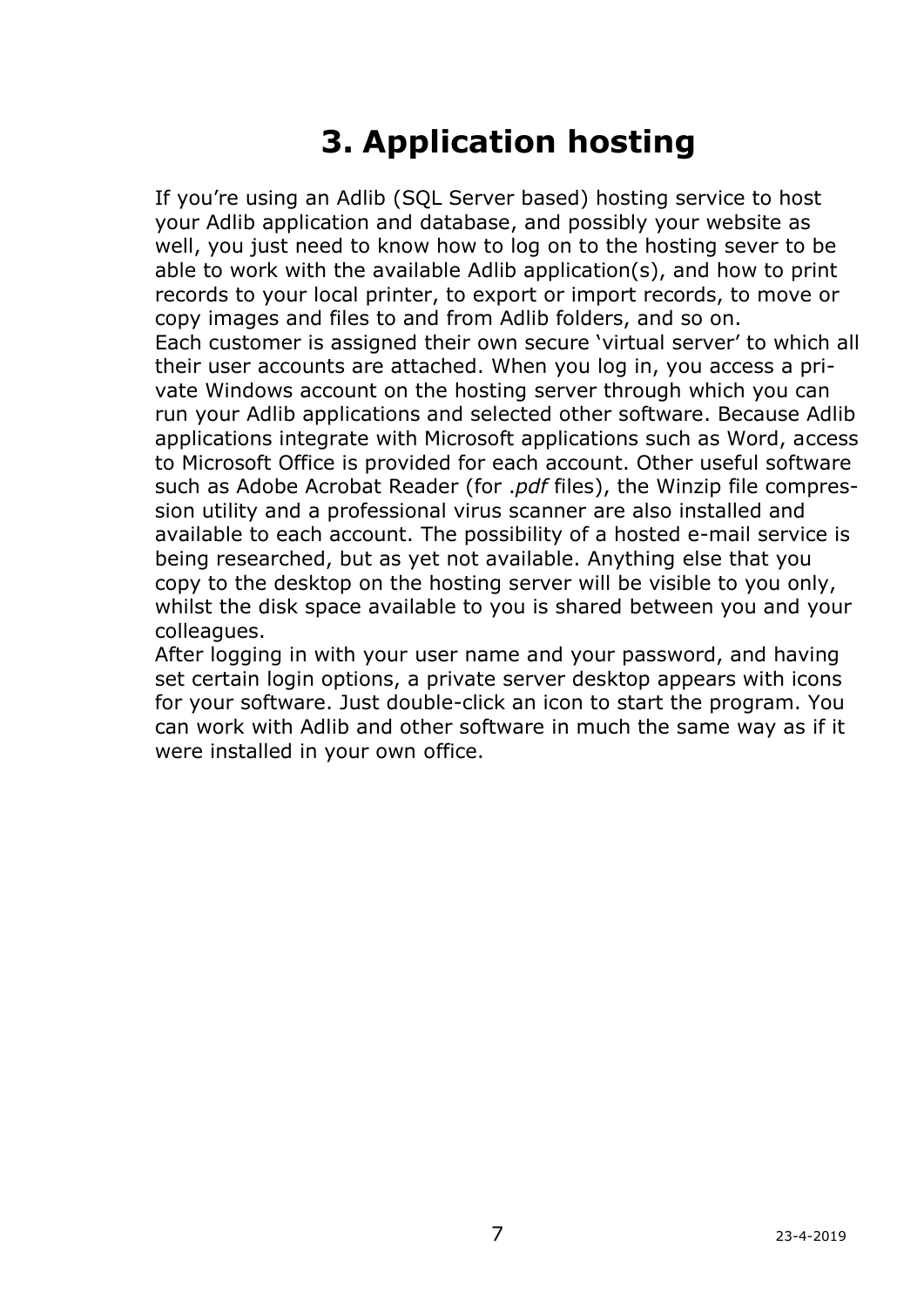# 3. Application hosting

If you're using an Adlib (SQL Server based) hosting service to host your Adlib application and database, and possibly your website as well, you just need to know how to log on to the hosting sever to be able to work with the available Adlib application(s), and how to print records to your local printer, to export or import records, to move or copy images and files to and from Adlib folders, and so on.
Each customer is assigned their own secure 'virtual server' to which all their user accounts are attached. When you log in, you access a private Windows account on the hosting server through which you can run your Adlib applications and selected other software. Because Adlib applications integrate with Microsoft applications such as Word, access to Microsoft Office is provided for each account. Other useful software such as Adobe Acrobat Reader (for *.pdf* files), the Winzip file compression utility and a professional virus scanner are also installed and available to each account. The possibility of a hosted e-mail service is being researched, but as yet not available. Anything else that you copy to the desktop on the hosting server will be visible to you only, whilst the disk space available to you is shared between you and your colleagues.
After logging in with your user name and your password, and having set certain login options, a private server desktop appears with icons for your software. Just double-click an icon to start the program. You can work with Adlib and other software in much the same way as if it were installed in your own office.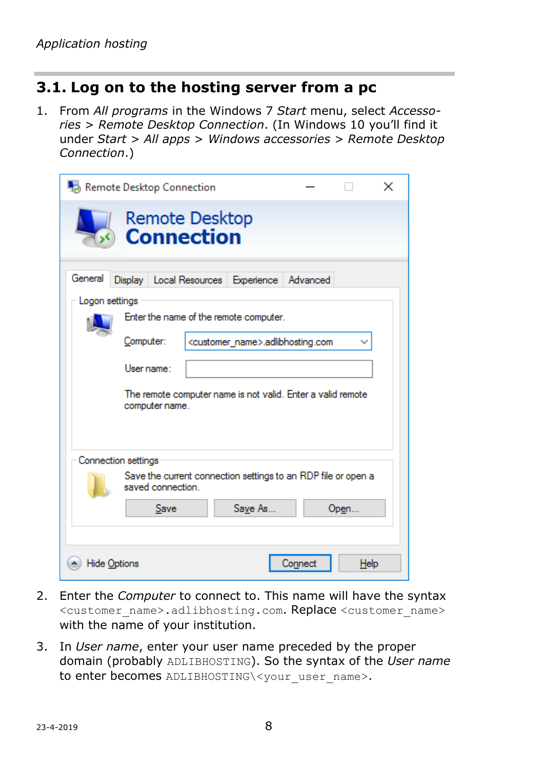## 3.1. Log on to the hosting server from a pc

1. From *All programs* in the Windows 7 *Start* menu, select *Accessories* > *Remote Desktop Connection*. (In Windows 10 you'll find it under *Start* > *All apps* > *Windows accessories* > *Remote Desktop Connection*.)

2. Enter the *Computer* to connect to. This name will have the syntax `<customer_name>.adlibhosting.com`. Replace `<customer_name>` with the name of your institution.

3. In *User name*, enter your user name preceded by the proper domain (probably `ADLIBHOSTING`). So the syntax of the *User name* to enter becomes `ADLIBHOSTING\<your_user_name>`.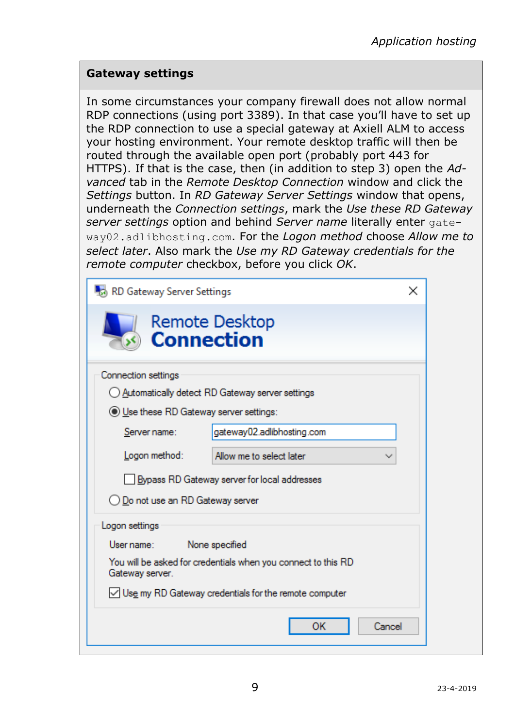## Gateway settings

In some circumstances your company firewall does not allow normal RDP connections (using port 3389). In that case you'll have to set up the RDP connection to use a special gateway at Axiell ALM to access your hosting environment. Your remote desktop traffic will then be routed through the available open port (probably port 443 for HTTPS). If that is the case, then (in addition to step 3) open the *Advanced* tab in the *Remote Desktop Connection* window and click the *Settings* button. In *RD Gateway Server Settings* window that opens, underneath the *Connection settings*, mark the *Use these RD Gateway server settings* option and behind *Server name* literally enter `gateway02.adlibhosting.com`. For the *Logon method* choose *Allow me to select later*. Also mark the *Use my RD Gateway credentials for the remote computer* checkbox, before you click *OK*.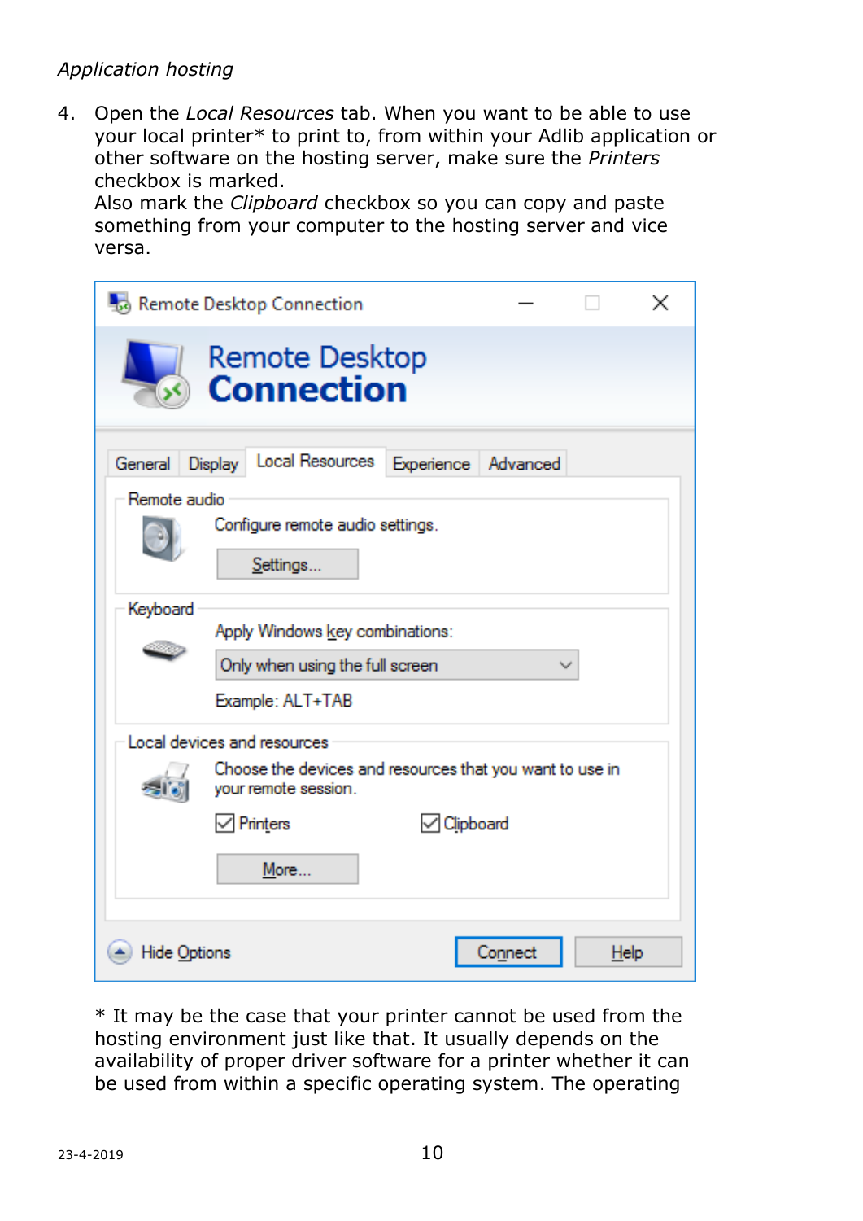4. Open the *Local Resources* tab. When you want to be able to use your local printer* to print to, from within your Adlib application or other software on the hosting server, make sure the *Printers* checkbox is marked.
   Also mark the *Clipboard* checkbox so you can copy and paste something from your computer to the hosting server and vice versa.

* It may be the case that your printer cannot be used from the hosting environment just like that. It usually depends on the availability of proper driver software for a printer whether it can be used from within a specific operating system. The operating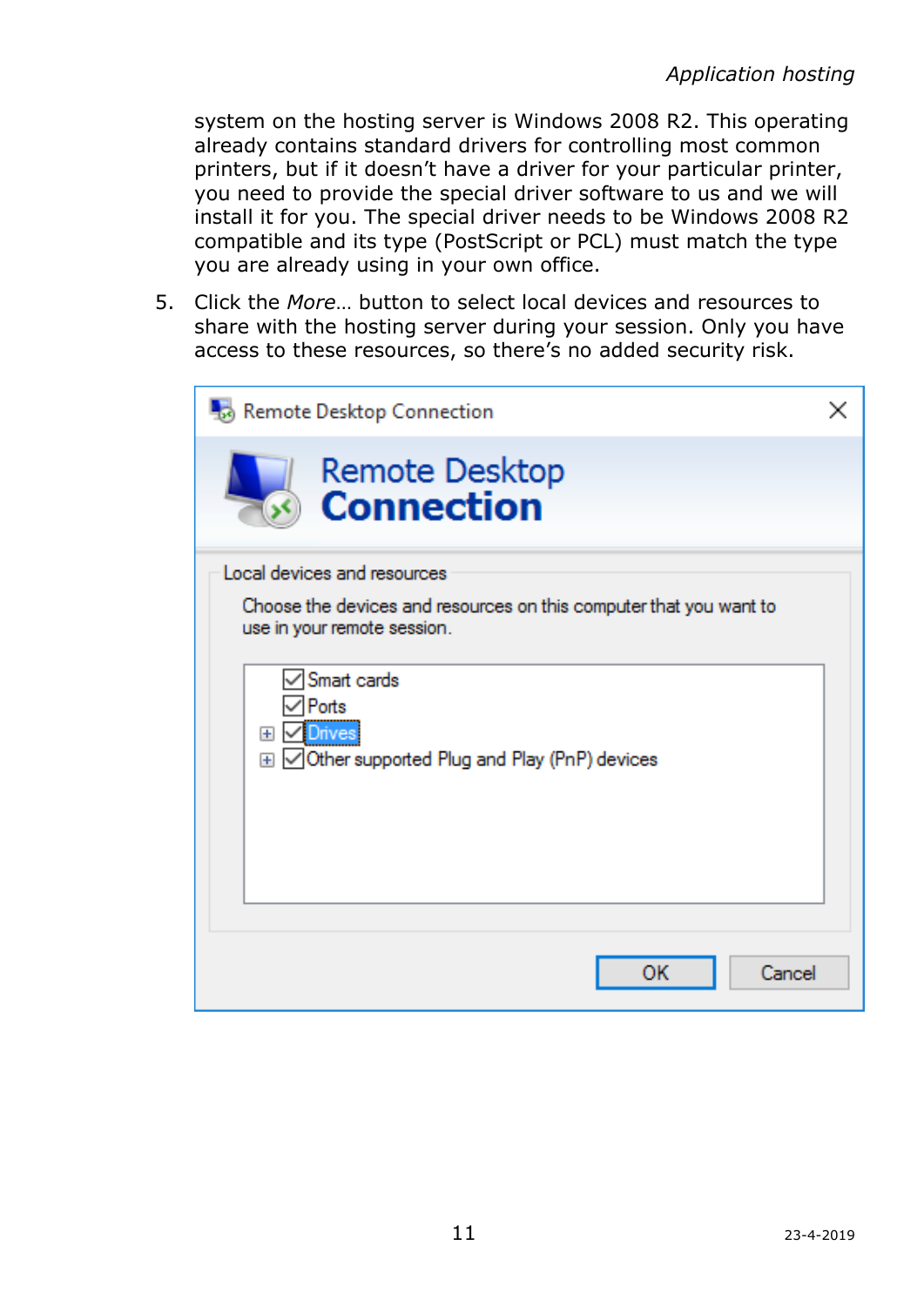system on the hosting server is Windows 2008 R2. This operating already contains standard drivers for controlling most common printers, but if it doesn't have a driver for your particular printer, you need to provide the special driver software to us and we will install it for you. The special driver needs to be Windows 2008 R2 compatible and its type (PostScript or PCL) must match the type you are already using in your own office.

5. Click the *More…* button to select local devices and resources to share with the hosting server during your session. Only you have access to these resources, so there's no added security risk.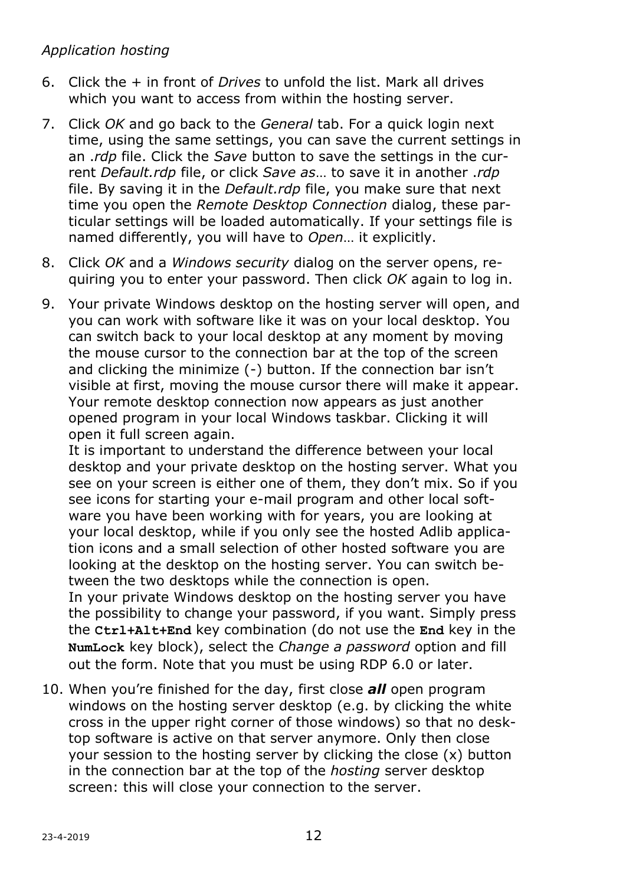6. Click the + in front of *Drives* to unfold the list. Mark all drives which you want to access from within the hosting server.
7. Click *OK* and go back to the *General* tab. For a quick login next time, using the same settings, you can save the current settings in an *.rdp* file. Click the *Save* button to save the settings in the current *Default.rdp* file, or click *Save as*… to save it in another *.rdp* file. By saving it in the *Default.rdp* file, you make sure that next time you open the *Remote Desktop Connection* dialog, these particular settings will be loaded automatically. If your settings file is named differently, you will have to *Open*… it explicitly.
8. Click *OK* and a *Windows security* dialog on the server opens, requiring you to enter your password. Then click *OK* again to log in.
9. Your private Windows desktop on the hosting server will open, and you can work with software like it was on your local desktop. You can switch back to your local desktop at any moment by moving the mouse cursor to the connection bar at the top of the screen and clicking the minimize (-) button. If the connection bar isn't visible at first, moving the mouse cursor there will make it appear. Your remote desktop connection now appears as just another opened program in your local Windows taskbar. Clicking it will open it full screen again.
   It is important to understand the difference between your local desktop and your private desktop on the hosting server. What you see on your screen is either one of them, they don't mix. So if you see icons for starting your e-mail program and other local software you have been working with for years, you are looking at your local desktop, while if you only see the hosted Adlib application icons and a small selection of other hosted software you are looking at the desktop on the hosting server. You can switch between the two desktops while the connection is open.
   In your private Windows desktop on the hosting server you have the possibility to change your password, if you want. Simply press the **Ctrl+Alt+End** key combination (do not use the **End** key in the **NumLock** key block), select the *Change a password* option and fill out the form. Note that you must be using RDP 6.0 or later.
10. When you're finished for the day, first close ***all*** open program windows on the hosting server desktop (e.g. by clicking the white cross in the upper right corner of those windows) so that no desktop software is active on that server anymore. Only then close your session to the hosting server by clicking the close (x) button in the connection bar at the top of the *hosting* server desktop screen: this will close your connection to the server.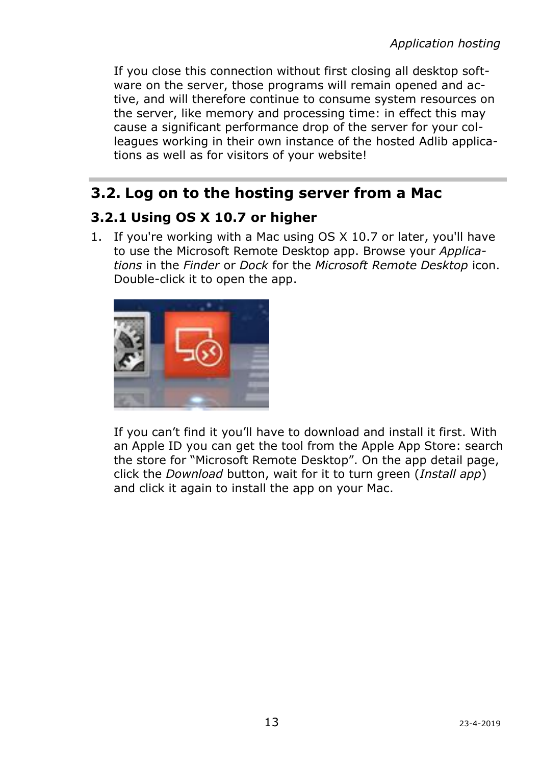If you close this connection without first closing all desktop software on the server, those programs will remain opened and active, and will therefore continue to consume system resources on the server, like memory and processing time: in effect this may cause a significant performance drop of the server for your colleagues working in their own instance of the hosted Adlib applications as well as for visitors of your website!

## 3.2. Log on to the hosting server from a Mac

### 3.2.1 Using OS X 10.7 or higher

1. If you're working with a Mac using OS X 10.7 or later, you'll have to use the Microsoft Remote Desktop app. Browse your *Applications* in the *Finder* or *Dock* for the *Microsoft Remote Desktop* icon. Double-click it to open the app.

   If you can't find it you'll have to download and install it first. With an Apple ID you can get the tool from the Apple App Store: search the store for "Microsoft Remote Desktop". On the app detail page, click the *Download* button, wait for it to turn green (*Install app*) and click it again to install the app on your Mac.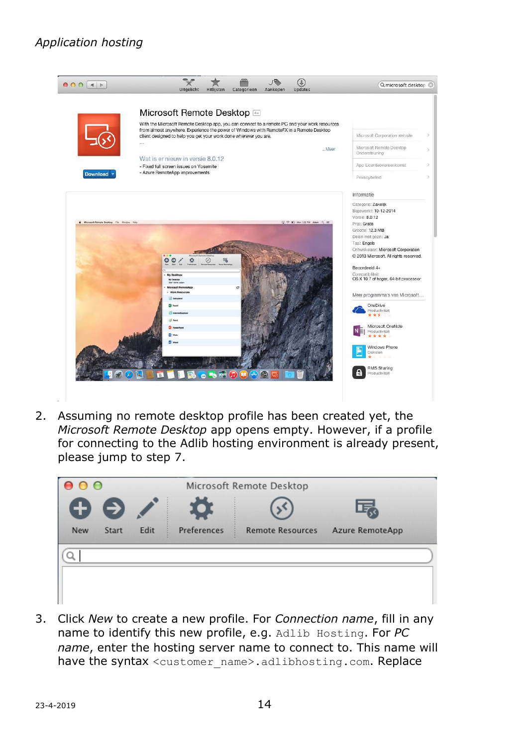2. Assuming no remote desktop profile has been created yet, the *Microsoft Remote Desktop* app opens empty. However, if a profile for connecting to the Adlib hosting environment is already present, please jump to step 7.

3. Click *New* to create a new profile. For *Connection name*, fill in any name to identify this new profile, e.g. `Adlib Hosting`. For *PC name*, enter the hosting server name to connect to. This name will have the syntax `<customer_name>.adlibhosting.com`. Replace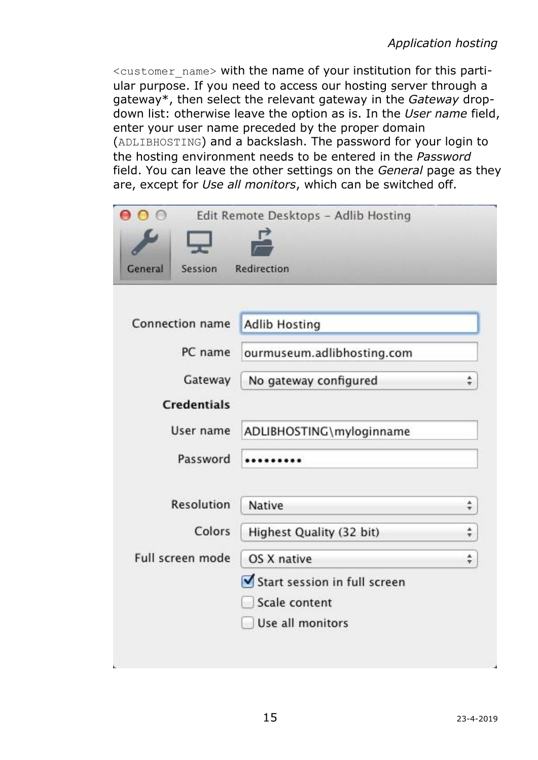`<customer_name>` with the name of your institution for this partiular purpose. If you need to access our hosting server through a gateway*, then select the relevant gateway in the *Gateway* drop-down list: otherwise leave the option as is. In the *User name* field, enter your user name preceded by the proper domain (`ADLIBHOSTING`) and a backslash. The password for your login to the hosting environment needs to be entered in the *Password* field. You can leave the other settings on the *General* page as they are, except for *Use all monitors*, which can be switched off.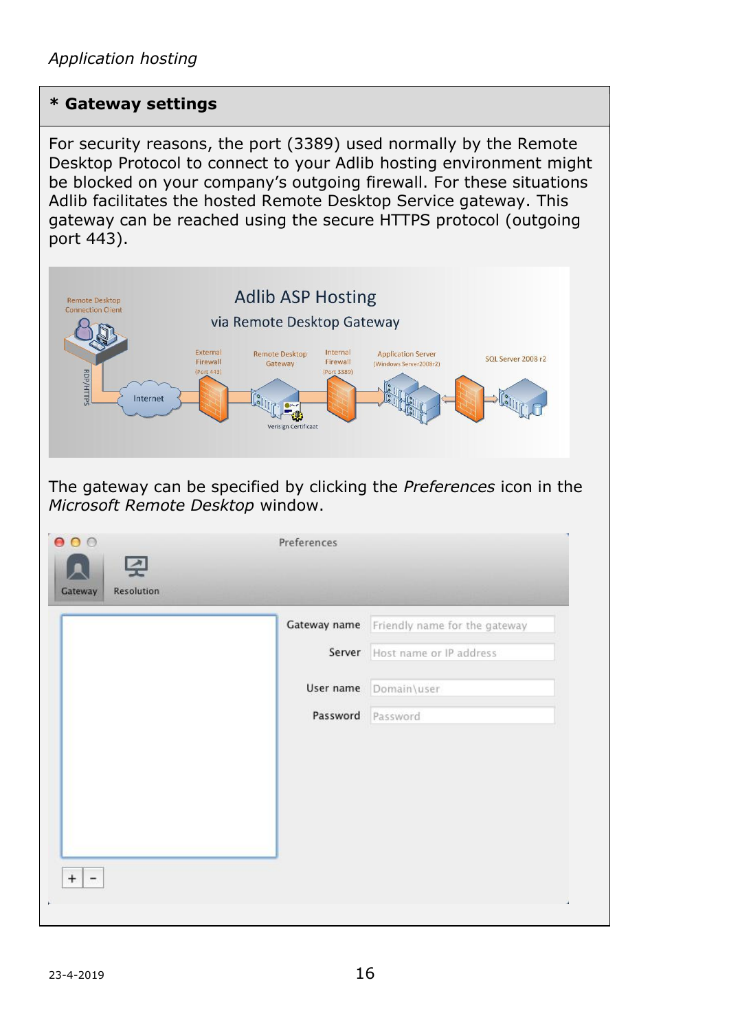## * Gateway settings

For security reasons, the port (3389) used normally by the Remote Desktop Protocol to connect to your Adlib hosting environment might be blocked on your company's outgoing firewall. For these situations Adlib facilitates the hosted Remote Desktop Service gateway. This gateway can be reached using the secure HTTPS protocol (outgoing port 443).

The gateway can be specified by clicking the *Preferences* icon in the *Microsoft Remote Desktop* window.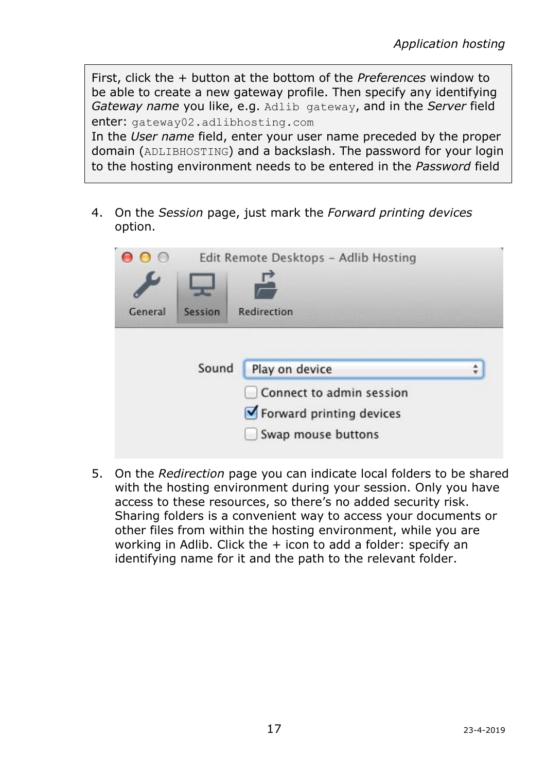First, click the + button at the bottom of the *Preferences* window to be able to create a new gateway profile. Then specify any identifying *Gateway name* you like, e.g. `Adlib gateway`, and in the *Server* field enter: `gateway02.adlibhosting.com`
In the *User name* field, enter your user name preceded by the proper domain (`ADLIBHOSTING`) and a backslash. The password for your login to the hosting environment needs to be entered in the *Password* field

4. On the *Session* page, just mark the *Forward printing devices* option.

5. On the *Redirection* page you can indicate local folders to be shared with the hosting environment during your session. Only you have access to these resources, so there's no added security risk. Sharing folders is a convenient way to access your documents or other files from within the hosting environment, while you are working in Adlib. Click the + icon to add a folder: specify an identifying name for it and the path to the relevant folder.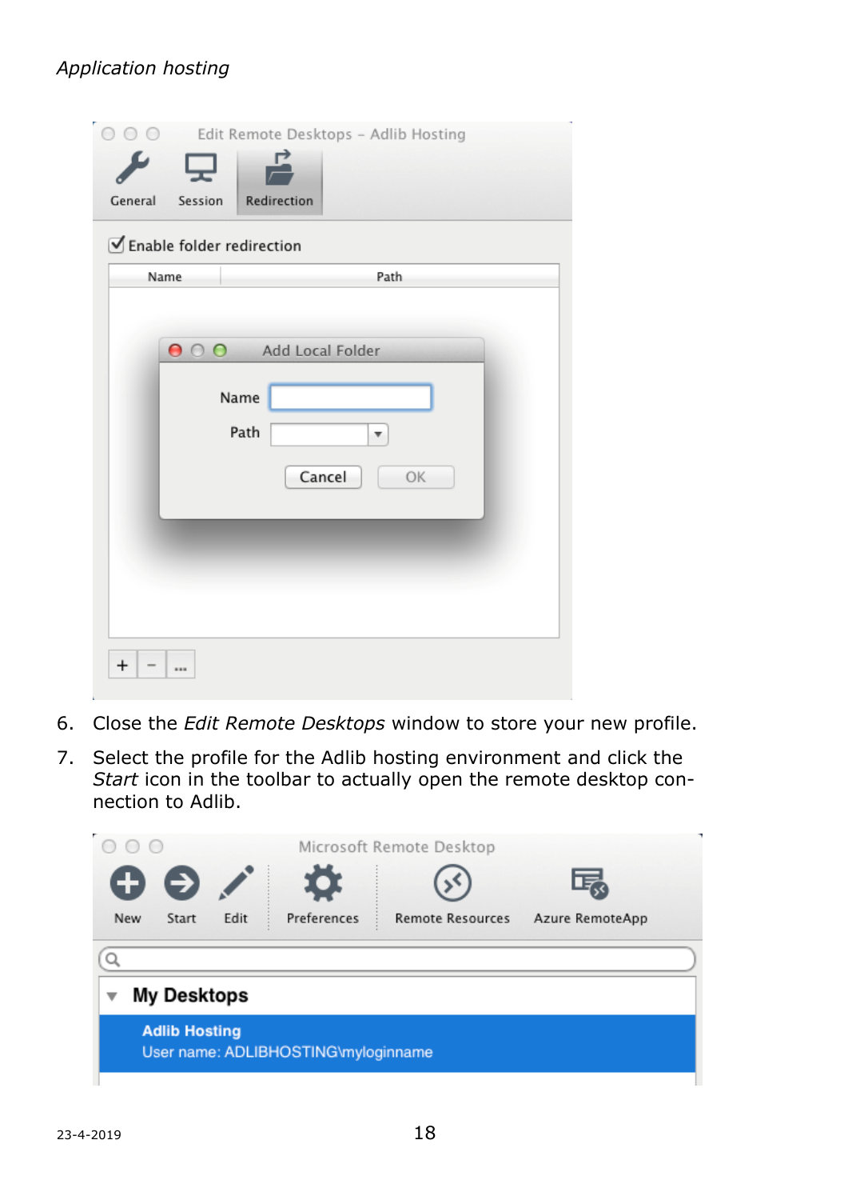6. Close the *Edit Remote Desktops* window to store your new profile.
7. Select the profile for the Adlib hosting environment and click the *Start* icon in the toolbar to actually open the remote desktop connection to Adlib.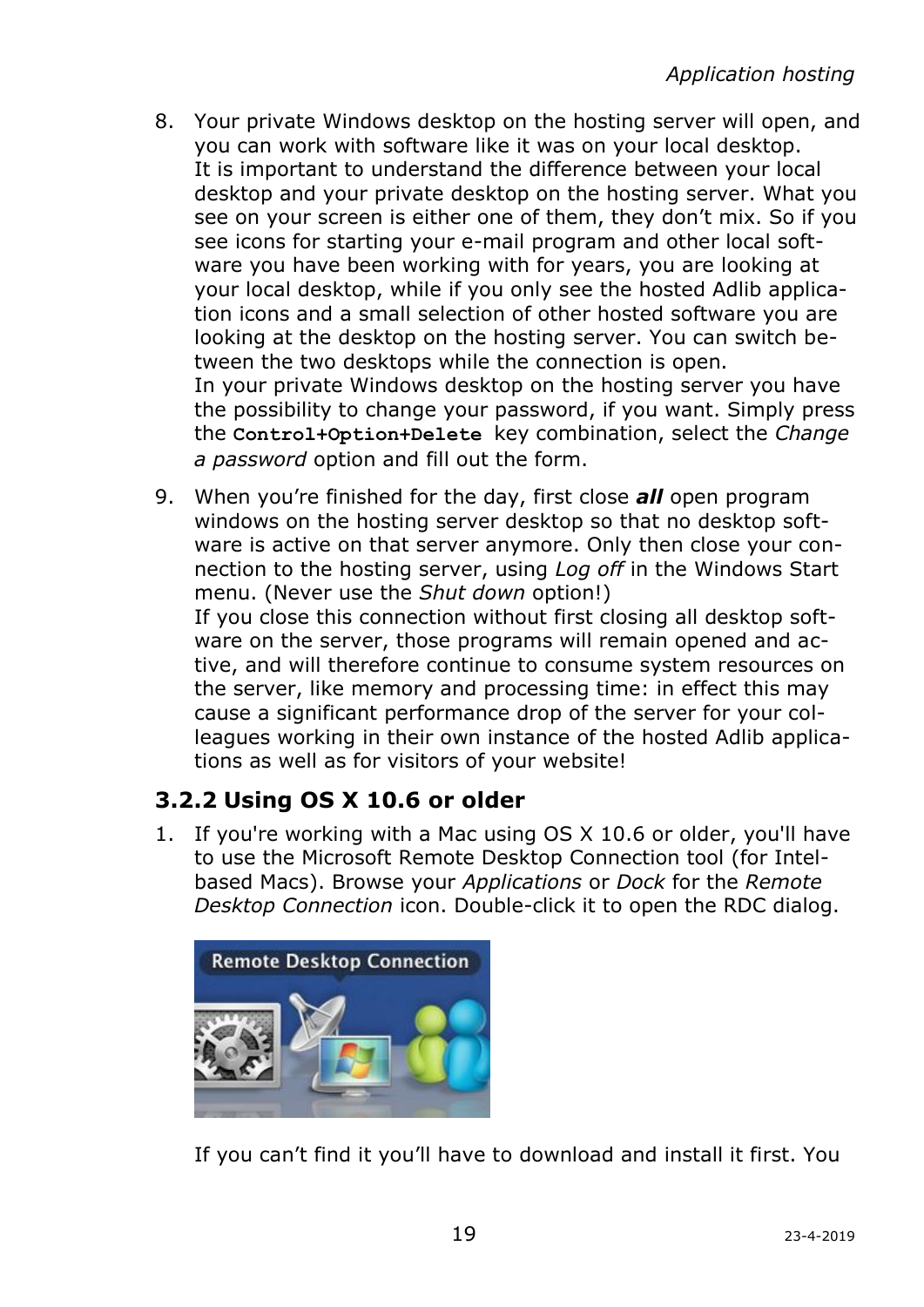8. Your private Windows desktop on the hosting server will open, and you can work with software like it was on your local desktop.
   It is important to understand the difference between your local desktop and your private desktop on the hosting server. What you see on your screen is either one of them, they don't mix. So if you see icons for starting your e-mail program and other local software you have been working with for years, you are looking at your local desktop, while if you only see the hosted Adlib application icons and a small selection of other hosted software you are looking at the desktop on the hosting server. You can switch between the two desktops while the connection is open.
   In your private Windows desktop on the hosting server you have the possibility to change your password, if you want. Simply press the `Control+Option+Delete` key combination, select the *Change a password* option and fill out the form.

9. When you're finished for the day, first close ***all*** open program windows on the hosting server desktop so that no desktop software is active on that server anymore. Only then close your connection to the hosting server, using *Log off* in the Windows Start menu. (Never use the *Shut down* option!)
   If you close this connection without first closing all desktop software on the server, those programs will remain opened and active, and will therefore continue to consume system resources on the server, like memory and processing time: in effect this may cause a significant performance drop of the server for your colleagues working in their own instance of the hosted Adlib applications as well as for visitors of your website!

### 3.2.2 Using OS X 10.6 or older

1. If you're working with a Mac using OS X 10.6 or older, you'll have to use the Microsoft Remote Desktop Connection tool (for Intel-based Macs). Browse your *Applications* or *Dock* for the *Remote Desktop Connection* icon. Double-click it to open the RDC dialog.

   If you can't find it you'll have to download and install it first. You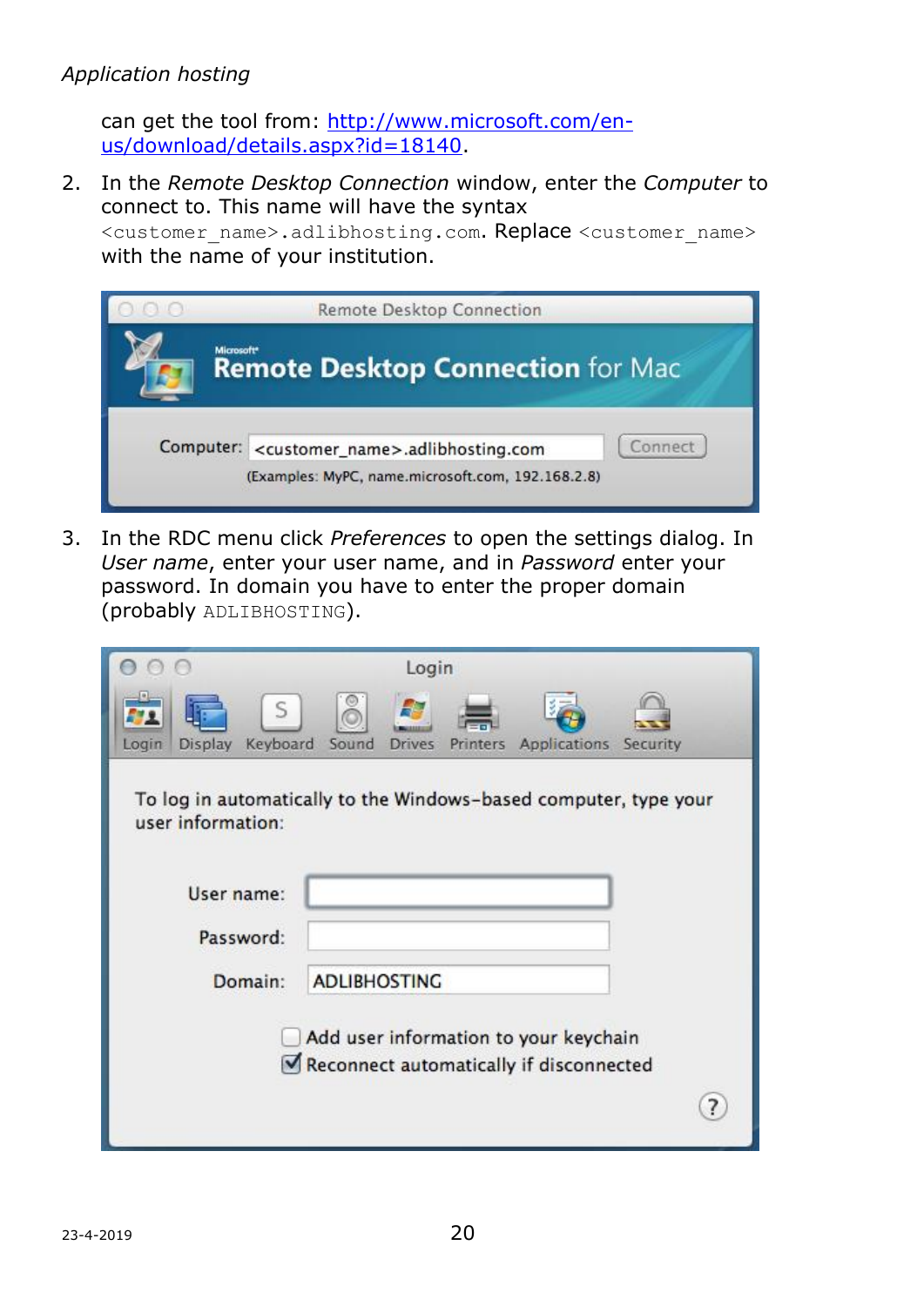can get the tool from: [http://www.microsoft.com/en-us/download/details.aspx?id=18140](http://www.microsoft.com/en-us/download/details.aspx?id=18140).

2. In the *Remote Desktop Connection* window, enter the *Computer* to connect to. This name will have the syntax `<customer_name>.adlibhosting.com`. Replace `<customer_name>` with the name of your institution.

3. In the RDC menu click *Preferences* to open the settings dialog. In *User name*, enter your user name, and in *Password* enter your password. In domain you have to enter the proper domain (probably `ADLIBHOSTING`).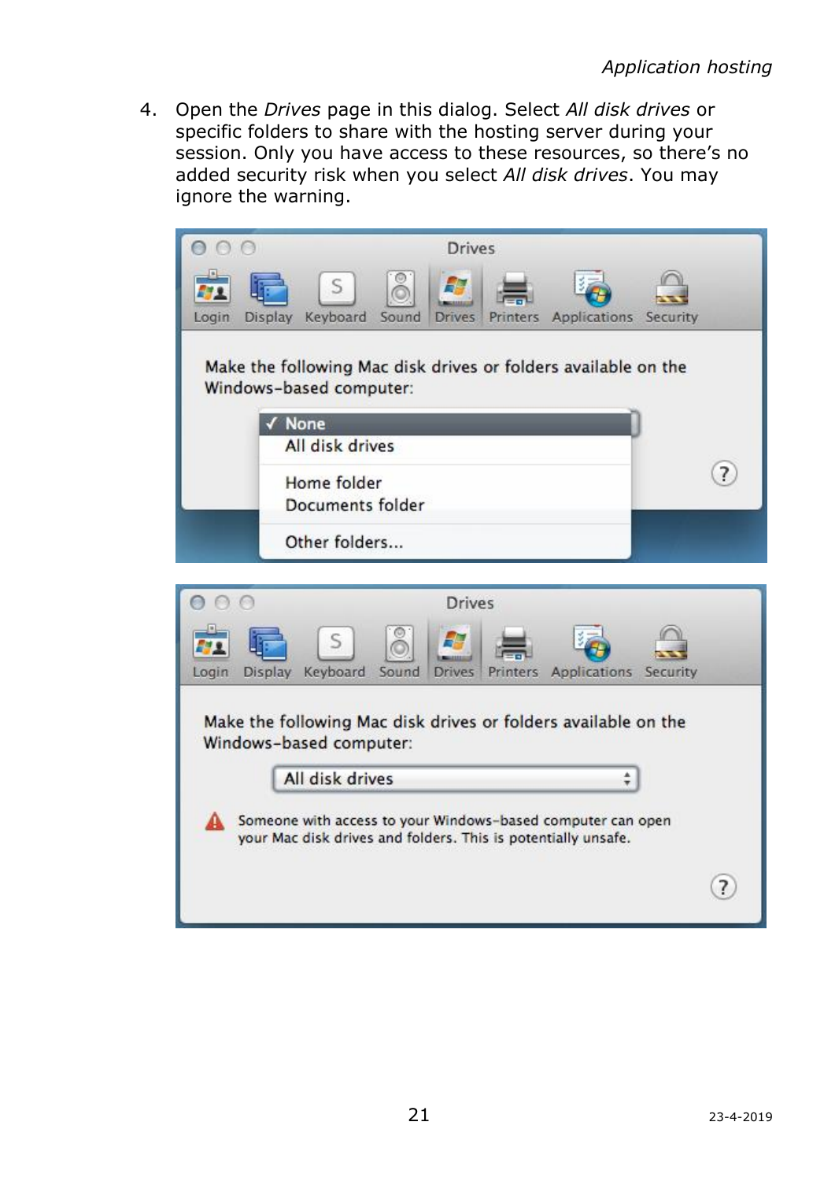4. Open the *Drives* page in this dialog. Select *All disk drives* or specific folders to share with the hosting server during your session. Only you have access to these resources, so there's no added security risk when you select *All disk drives*. You may ignore the warning.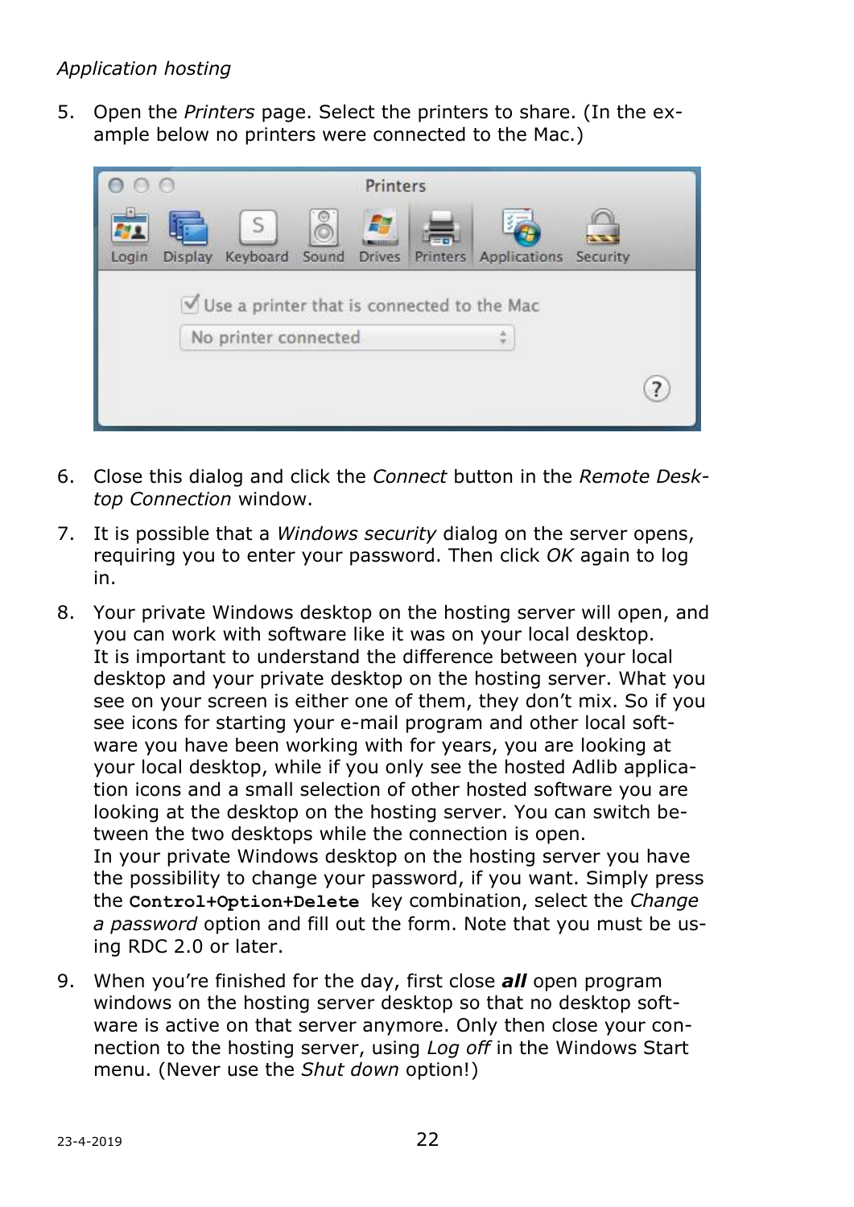5. Open the *Printers* page. Select the printers to share. (In the example below no printers were connected to the Mac.)

6. Close this dialog and click the *Connect* button in the *Remote Desktop Connection* window.

7. It is possible that a *Windows security* dialog on the server opens, requiring you to enter your password. Then click *OK* again to log in.

8. Your private Windows desktop on the hosting server will open, and you can work with software like it was on your local desktop.
   It is important to understand the difference between your local desktop and your private desktop on the hosting server. What you see on your screen is either one of them, they don't mix. So if you see icons for starting your e-mail program and other local software you have been working with for years, you are looking at your local desktop, while if you only see the hosted Adlib application icons and a small selection of other hosted software you are looking at the desktop on the hosting server. You can switch between the two desktops while the connection is open.
   In your private Windows desktop on the hosting server you have the possibility to change your password, if you want. Simply press the **`Control+Option+Delete`** key combination, select the *Change a password* option and fill out the form. Note that you must be using RDC 2.0 or later.

9. When you're finished for the day, first close ***all*** open program windows on the hosting server desktop so that no desktop software is active on that server anymore. Only then close your connection to the hosting server, using *Log off* in the Windows Start menu. (Never use the *Shut down* option!)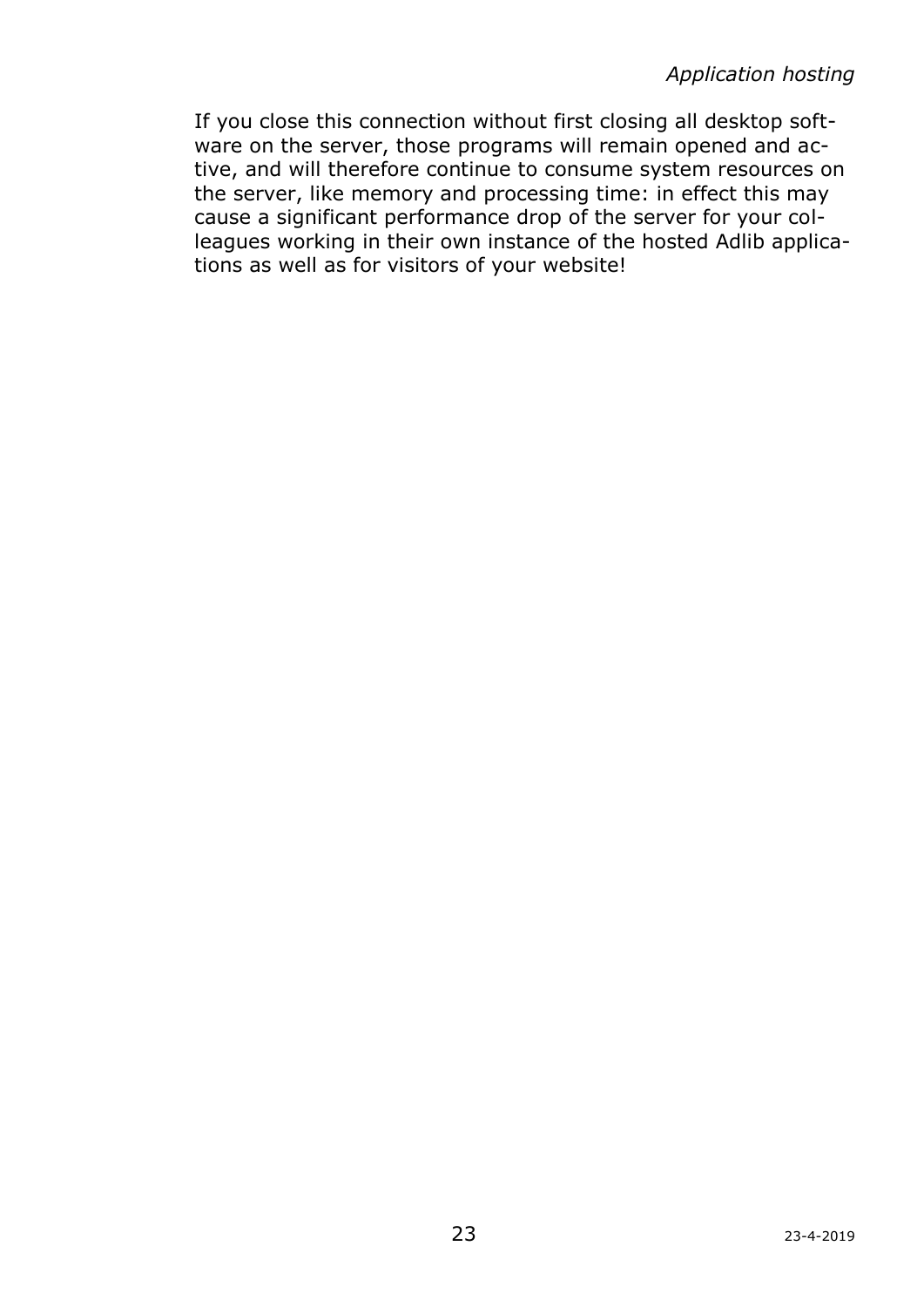If you close this connection without first closing all desktop software on the server, those programs will remain opened and active, and will therefore continue to consume system resources on the server, like memory and processing time: in effect this may cause a significant performance drop of the server for your colleagues working in their own instance of the hosted Adlib applications as well as for visitors of your website!